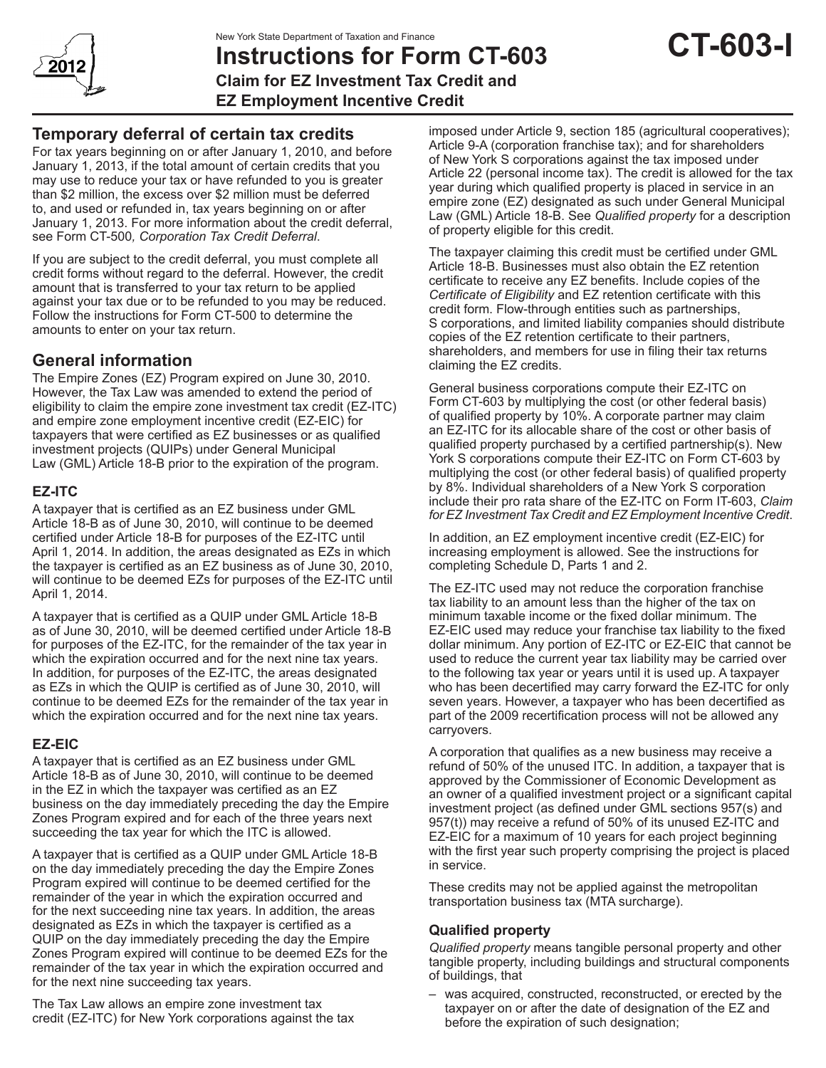New York State Department of Taxation and Finance

# Instructions for Form CT-603

## Claim for EZ Investment Tax Credit and EZ Employment Incentive Credit

**CT-603-I**

## Temporary deferral of certain tax credits

For tax years beginning on or after January 1, 2010, and before January 1, 2013, if the total amount of certain credits that you may use to reduce your tax or have refunded to you is greater than $2 million, the excess over $2 million must be deferred to, and used or refunded in, tax years beginning on or after January 1, 2013. For more information about the credit deferral, see Form CT-500*, Corporation Tax Credit Deferral*.

If you are subject to the credit deferral, you must complete all credit forms without regard to the deferral. However, the credit amount that is transferred to your tax return to be applied against your tax due or to be refunded to you may be reduced. Follow the instructions for Form CT-500 to determine the amounts to enter on your tax return.

## General information

The Empire Zones (EZ) Program expired on June 30, 2010. However, the Tax Law was amended to extend the period of eligibility to claim the empire zone investment tax credit (EZ-ITC) and empire zone employment incentive credit (EZ-EIC) for taxpayers that were certified as EZ businesses or as qualified investment projects (QUIPs) under General Municipal Law (GML) Article 18-B prior to the expiration of the program.

### EZ-ITC

A taxpayer that is certified as an EZ business under GML Article 18-B as of June 30, 2010, will continue to be deemed certified under Article 18-B for purposes of the EZ-ITC until April 1, 2014. In addition, the areas designated as EZs in which the taxpayer is certified as an EZ business as of June 30, 2010, will continue to be deemed EZs for purposes of the EZ-ITC until April 1, 2014.

A taxpayer that is certified as a QUIP under GML Article 18-B as of June 30, 2010, will be deemed certified under Article 18-B for purposes of the EZ-ITC, for the remainder of the tax year in which the expiration occurred and for the next nine tax years. In addition, for purposes of the EZ-ITC, the areas designated as EZs in which the QUIP is certified as of June 30, 2010, will continue to be deemed EZs for the remainder of the tax year in which the expiration occurred and for the next nine tax years.

### EZ-EIC

A taxpayer that is certified as an EZ business under GML Article 18-B as of June 30, 2010, will continue to be deemed in the EZ in which the taxpayer was certified as an EZ business on the day immediately preceding the day the Empire Zones Program expired and for each of the three years next succeeding the tax year for which the ITC is allowed.

A taxpayer that is certified as a QUIP under GML Article 18-B on the day immediately preceding the day the Empire Zones Program expired will continue to be deemed certified for the remainder of the year in which the expiration occurred and for the next succeeding nine tax years. In addition, the areas designated as EZs in which the taxpayer is certified as a QUIP on the day immediately preceding the day the Empire Zones Program expired will continue to be deemed EZs for the remainder of the tax year in which the expiration occurred and for the next nine succeeding tax years.

The Tax Law allows an empire zone investment tax credit (EZ-ITC) for New York corporations against the tax imposed under Article 9, section 185 (agricultural cooperatives); Article 9-A (corporation franchise tax); and for shareholders of New York S corporations against the tax imposed under Article 22 (personal income tax). The credit is allowed for the tax year during which qualified property is placed in service in an empire zone (EZ) designated as such under General Municipal Law (GML) Article 18-B. See *Qualified property* for a description of property eligible for this credit.

The taxpayer claiming this credit must be certified under GML Article 18-B. Businesses must also obtain the EZ retention certificate to receive any EZ benefits. Include copies of the *Certificate of Eligibility* and EZ retention certificate with this credit form. Flow-through entities such as partnerships, S corporations, and limited liability companies should distribute copies of the EZ retention certificate to their partners, shareholders, and members for use in filing their tax returns claiming the EZ credits.

General business corporations compute their EZ-ITC on Form CT-603 by multiplying the cost (or other federal basis) of qualified property by 10%. A corporate partner may claim an EZ-ITC for its allocable share of the cost or other basis of qualified property purchased by a certified partnership(s). New York S corporations compute their EZ-ITC on Form CT-603 by multiplying the cost (or other federal basis) of qualified property by 8%. Individual shareholders of a New York S corporation include their pro rata share of the EZ-ITC on Form IT-603, *Claim for EZ Investment Tax Credit and EZ Employment Incentive Credit*.

In addition, an EZ employment incentive credit (EZ-EIC) for increasing employment is allowed. See the instructions for completing Schedule D, Parts 1 and 2.

The EZ-ITC used may not reduce the corporation franchise tax liability to an amount less than the higher of the tax on minimum taxable income or the fixed dollar minimum. The EZ-EIC used may reduce your franchise tax liability to the fixed dollar minimum. Any portion of EZ-ITC or EZ-EIC that cannot be used to reduce the current year tax liability may be carried over to the following tax year or years until it is used up. A taxpayer who has been decertified may carry forward the EZ-ITC for only seven years. However, a taxpayer who has been decertified as part of the 2009 recertification process will not be allowed any carryovers.

A corporation that qualifies as a new business may receive a refund of 50% of the unused ITC. In addition, a taxpayer that is approved by the Commissioner of Economic Development as an owner of a qualified investment project or a significant capital investment project (as defined under GML sections 957(s) and 957(t)) may receive a refund of 50% of its unused EZ-ITC and EZ-EIC for a maximum of 10 years for each project beginning with the first year such property comprising the project is placed in service.

These credits may not be applied against the metropolitan transportation business tax (MTA surcharge).

### Qualified property

*Qualified property* means tangible personal property and other tangible property, including buildings and structural components of buildings, that

– was acquired, constructed, reconstructed, or erected by the taxpayer on or after the date of designation of the EZ and before the expiration of such designation;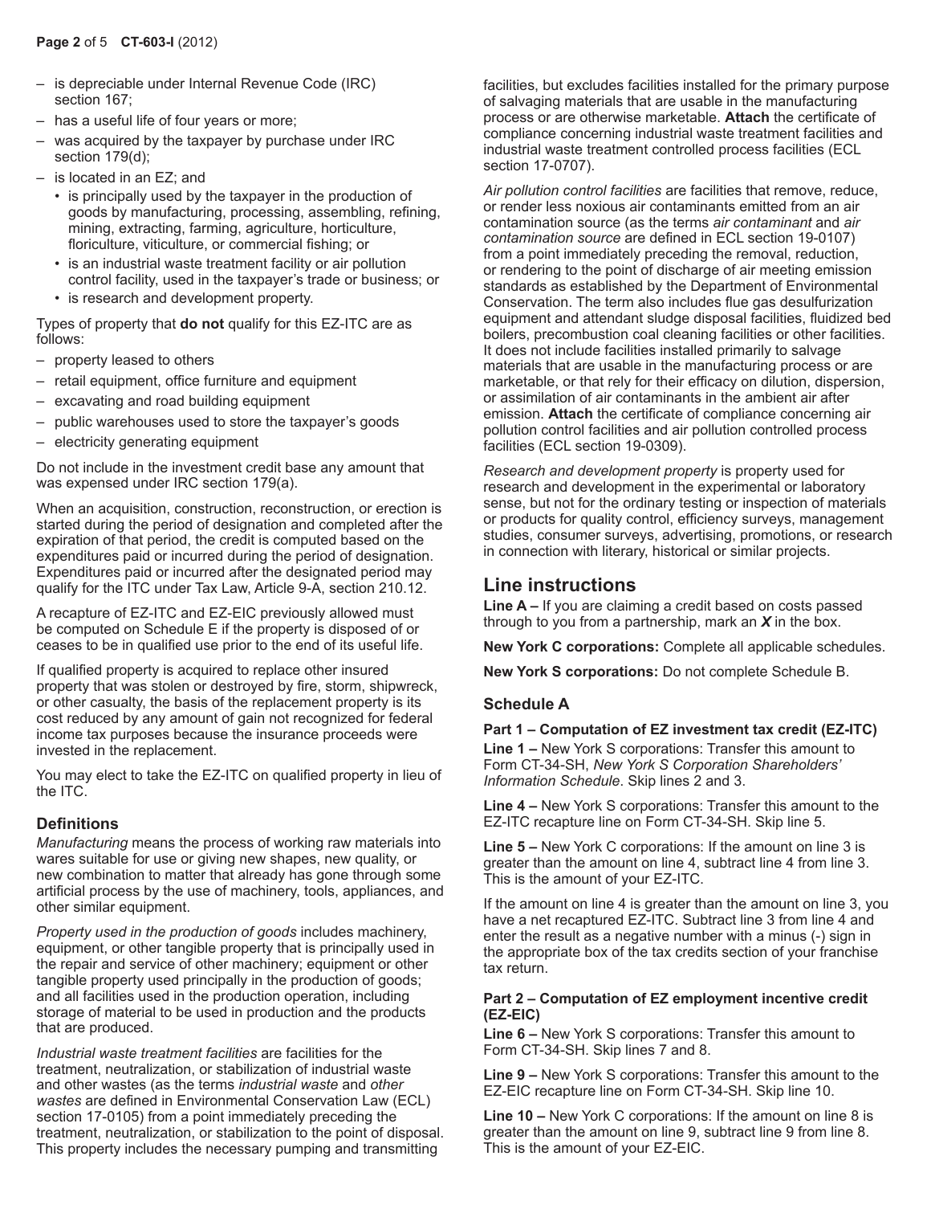- is depreciable under Internal Revenue Code (IRC) section 167;
- has a useful life of four years or more;
- was acquired by the taxpayer by purchase under IRC section 179(d);
- is located in an EZ; and
  - is principally used by the taxpayer in the production of goods by manufacturing, processing, assembling, refining, mining, extracting, farming, agriculture, horticulture, floriculture, viticulture, or commercial fishing; or
  - is an industrial waste treatment facility or air pollution control facility, used in the taxpayer's trade or business; or
  - is research and development property.

Types of property that **do not** qualify for this EZ-ITC are as follows:

- property leased to others
- retail equipment, office furniture and equipment
- excavating and road building equipment
- public warehouses used to store the taxpayer's goods
- electricity generating equipment

Do not include in the investment credit base any amount that was expensed under IRC section 179(a).

When an acquisition, construction, reconstruction, or erection is started during the period of designation and completed after the expiration of that period, the credit is computed based on the expenditures paid or incurred during the period of designation. Expenditures paid or incurred after the designated period may qualify for the ITC under Tax Law, Article 9-A, section 210.12.

A recapture of EZ-ITC and EZ-EIC previously allowed must be computed on Schedule E if the property is disposed of or ceases to be in qualified use prior to the end of its useful life.

If qualified property is acquired to replace other insured property that was stolen or destroyed by fire, storm, shipwreck, or other casualty, the basis of the replacement property is its cost reduced by any amount of gain not recognized for federal income tax purposes because the insurance proceeds were invested in the replacement.

You may elect to take the EZ-ITC on qualified property in lieu of the ITC.

### Definitions

*Manufacturing* means the process of working raw materials into wares suitable for use or giving new shapes, new quality, or new combination to matter that already has gone through some artificial process by the use of machinery, tools, appliances, and other similar equipment.

*Property used in the production of goods* includes machinery, equipment, or other tangible property that is principally used in the repair and service of other machinery; equipment or other tangible property used principally in the production of goods; and all facilities used in the production operation, including storage of material to be used in production and the products that are produced.

*Industrial waste treatment facilities* are facilities for the treatment, neutralization, or stabilization of industrial waste and other wastes (as the terms *industrial waste* and *other wastes* are defined in Environmental Conservation Law (ECL) section 17-0105) from a point immediately preceding the treatment, neutralization, or stabilization to the point of disposal. This property includes the necessary pumping and transmitting facilities, but excludes facilities installed for the primary purpose of salvaging materials that are usable in the manufacturing process or are otherwise marketable. **Attach** the certificate of compliance concerning industrial waste treatment facilities and industrial waste treatment controlled process facilities (ECL section 17-0707).

*Air pollution control facilities* are facilities that remove, reduce, or render less noxious air contaminants emitted from an air contamination source (as the terms *air contaminant* and *air contamination source* are defined in ECL section 19-0107) from a point immediately preceding the removal, reduction, or rendering to the point of discharge of air meeting emission standards as established by the Department of Environmental Conservation. The term also includes flue gas desulfurization equipment and attendant sludge disposal facilities, fluidized bed boilers, precombustion coal cleaning facilities or other facilities. It does not include facilities installed primarily to salvage materials that are usable in the manufacturing process or are marketable, or that rely for their efficacy on dilution, dispersion, or assimilation of air contaminants in the ambient air after emission. **Attach** the certificate of compliance concerning air pollution control facilities and air pollution controlled process facilities (ECL section 19-0309).

*Research and development property* is property used for research and development in the experimental or laboratory sense, but not for the ordinary testing or inspection of materials or products for quality control, efficiency surveys, management studies, consumer surveys, advertising, promotions, or research in connection with literary, historical or similar projects.

## Line instructions

**Line A –** If you are claiming a credit based on costs passed through to you from a partnership, mark an ***X*** in the box.

**New York C corporations:** Complete all applicable schedules.

**New York S corporations:** Do not complete Schedule B.

### Schedule A

**Part 1 – Computation of EZ investment tax credit (EZ-ITC)**

**Line 1 –** New York S corporations: Transfer this amount to Form CT-34-SH, *New York S Corporation Shareholders' Information Schedule*. Skip lines 2 and 3.

**Line 4 –** New York S corporations: Transfer this amount to the EZ-ITC recapture line on Form CT-34-SH. Skip line 5.

**Line 5 –** New York C corporations: If the amount on line 3 is greater than the amount on line 4, subtract line 4 from line 3. This is the amount of your EZ-ITC.

If the amount on line 4 is greater than the amount on line 3, you have a net recaptured EZ-ITC. Subtract line 3 from line 4 and enter the result as a negative number with a minus (-) sign in the appropriate box of the tax credits section of your franchise tax return.

**Part 2 – Computation of EZ employment incentive credit (EZ-EIC)**

**Line 6 –** New York S corporations: Transfer this amount to Form CT-34-SH. Skip lines 7 and 8.

**Line 9 –** New York S corporations: Transfer this amount to the EZ-EIC recapture line on Form CT-34-SH. Skip line 10.

**Line 10 –** New York C corporations: If the amount on line 8 is greater than the amount on line 9, subtract line 9 from line 8. This is the amount of your EZ-EIC.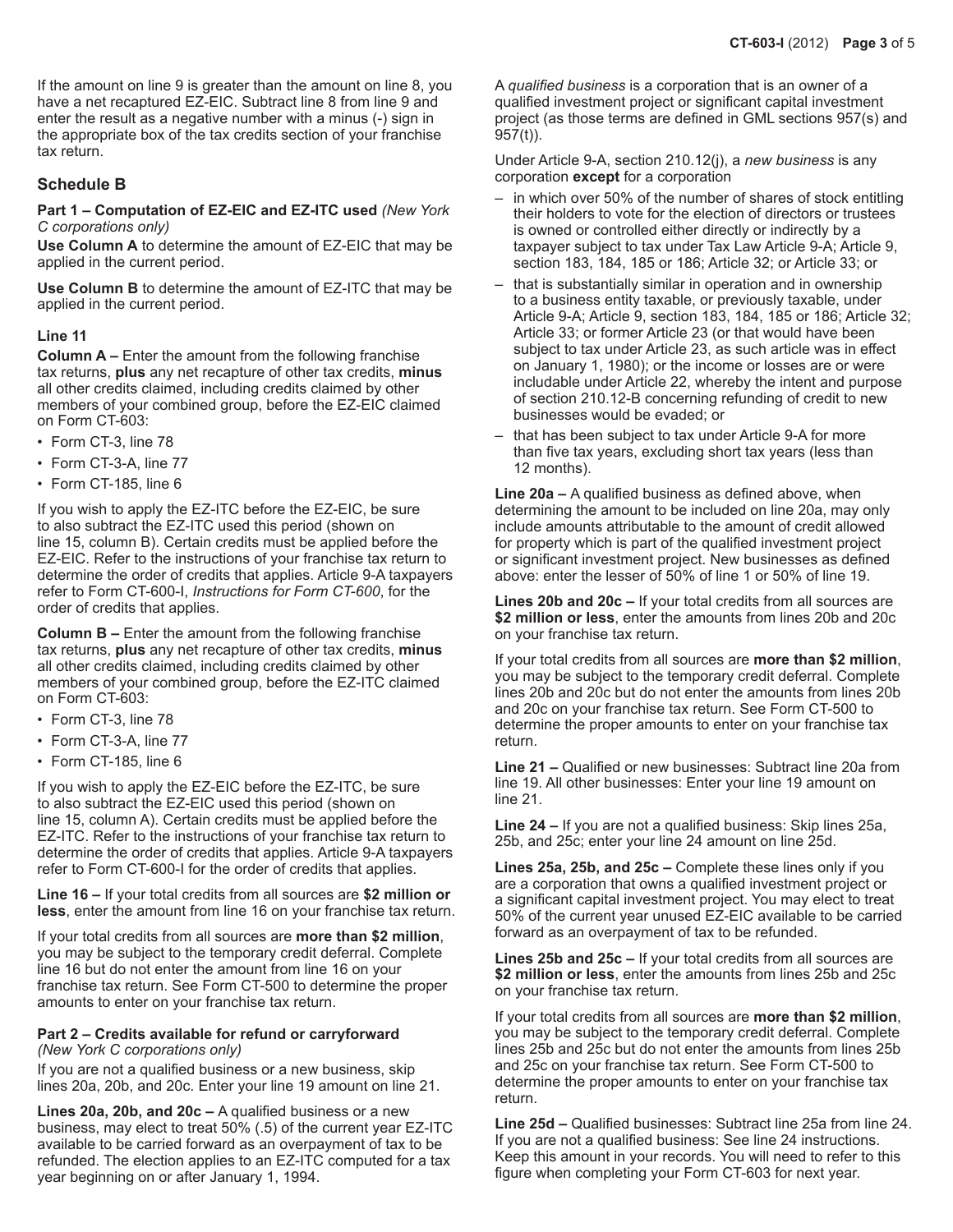If the amount on line 9 is greater than the amount on line 8, you have a net recaptured EZ-EIC. Subtract line 8 from line 9 and enter the result as a negative number with a minus (-) sign in the appropriate box of the tax credits section of your franchise tax return.

## Schedule B

**Part 1 – Computation of EZ-EIC and EZ-ITC used** *(New York C corporations only)*

**Use Column A** to determine the amount of EZ-EIC that may be applied in the current period.

**Use Column B** to determine the amount of EZ-ITC that may be applied in the current period.

**Line 11**

**Column A –** Enter the amount from the following franchise tax returns, **plus** any net recapture of other tax credits, **minus** all other credits claimed, including credits claimed by other members of your combined group, before the EZ-EIC claimed on Form CT-603:

- Form CT-3, line 78
- Form CT-3-A, line 77
- Form CT-185, line 6

If you wish to apply the EZ-ITC before the EZ-EIC, be sure to also subtract the EZ-ITC used this period (shown on line 15, column B). Certain credits must be applied before the EZ-EIC. Refer to the instructions of your franchise tax return to determine the order of credits that applies. Article 9-A taxpayers refer to Form CT-600-I, *Instructions for Form CT-600*, for the order of credits that applies.

**Column B –** Enter the amount from the following franchise tax returns, **plus** any net recapture of other tax credits, **minus** all other credits claimed, including credits claimed by other members of your combined group, before the EZ-ITC claimed on Form CT-603:

- Form CT-3, line 78
- Form CT-3-A, line 77
- Form CT-185, line 6

If you wish to apply the EZ-EIC before the EZ-ITC, be sure to also subtract the EZ-EIC used this period (shown on line 15, column A). Certain credits must be applied before the EZ-ITC. Refer to the instructions of your franchise tax return to determine the order of credits that applies. Article 9-A taxpayers refer to Form CT-600-I for the order of credits that applies.

**Line 16 –** If your total credits from all sources are **$2 million or less**, enter the amount from line 16 on your franchise tax return.

If your total credits from all sources are **more than $2 million**, you may be subject to the temporary credit deferral. Complete line 16 but do not enter the amount from line 16 on your franchise tax return. See Form CT-500 to determine the proper amounts to enter on your franchise tax return.

**Part 2 – Credits available for refund or carryforward** *(New York C corporations only)*

If you are not a qualified business or a new business, skip lines 20a, 20b, and 20c. Enter your line 19 amount on line 21.

**Lines 20a, 20b, and 20c –** A qualified business or a new business, may elect to treat 50% (.5) of the current year EZ-ITC available to be carried forward as an overpayment of tax to be refunded. The election applies to an EZ-ITC computed for a tax year beginning on or after January 1, 1994.

A *qualified business* is a corporation that is an owner of a qualified investment project or significant capital investment project (as those terms are defined in GML sections 957(s) and 957(t)).

Under Article 9-A, section 210.12(j), a *new business* is any corporation **except** for a corporation

- in which over 50% of the number of shares of stock entitling their holders to vote for the election of directors or trustees is owned or controlled either directly or indirectly by a taxpayer subject to tax under Tax Law Article 9-A; Article 9, section 183, 184, 185 or 186; Article 32; or Article 33; or
- that is substantially similar in operation and in ownership to a business entity taxable, or previously taxable, under Article 9-A; Article 9, section 183, 184, 185 or 186; Article 32; Article 33; or former Article 23 (or that would have been subject to tax under Article 23, as such article was in effect on January 1, 1980); or the income or losses are or were includable under Article 22, whereby the intent and purpose of section 210.12-B concerning refunding of credit to new businesses would be evaded; or
- that has been subject to tax under Article 9-A for more than five tax years, excluding short tax years (less than 12 months).

**Line 20a –** A qualified business as defined above, when determining the amount to be included on line 20a, may only include amounts attributable to the amount of credit allowed for property which is part of the qualified investment project or significant investment project. New businesses as defined above: enter the lesser of 50% of line 1 or 50% of line 19.

**Lines 20b and 20c –** If your total credits from all sources are **$2 million or less**, enter the amounts from lines 20b and 20c on your franchise tax return.

If your total credits from all sources are **more than $2 million**, you may be subject to the temporary credit deferral. Complete lines 20b and 20c but do not enter the amounts from lines 20b and 20c on your franchise tax return. See Form CT-500 to determine the proper amounts to enter on your franchise tax return.

**Line 21 –** Qualified or new businesses: Subtract line 20a from line 19. All other businesses: Enter your line 19 amount on line 21.

**Line 24 –** If you are not a qualified business: Skip lines 25a, 25b, and 25c; enter your line 24 amount on line 25d.

**Lines 25a, 25b, and 25c –** Complete these lines only if you are a corporation that owns a qualified investment project or a significant capital investment project. You may elect to treat 50% of the current year unused EZ-EIC available to be carried forward as an overpayment of tax to be refunded.

**Lines 25b and 25c –** If your total credits from all sources are **$2 million or less**, enter the amounts from lines 25b and 25c on your franchise tax return.

If your total credits from all sources are **more than $2 million**, you may be subject to the temporary credit deferral. Complete lines 25b and 25c but do not enter the amounts from lines 25b and 25c on your franchise tax return. See Form CT-500 to determine the proper amounts to enter on your franchise tax return.

**Line 25d –** Qualified businesses: Subtract line 25a from line 24. If you are not a qualified business: See line 24 instructions. Keep this amount in your records. You will need to refer to this figure when completing your Form CT-603 for next year.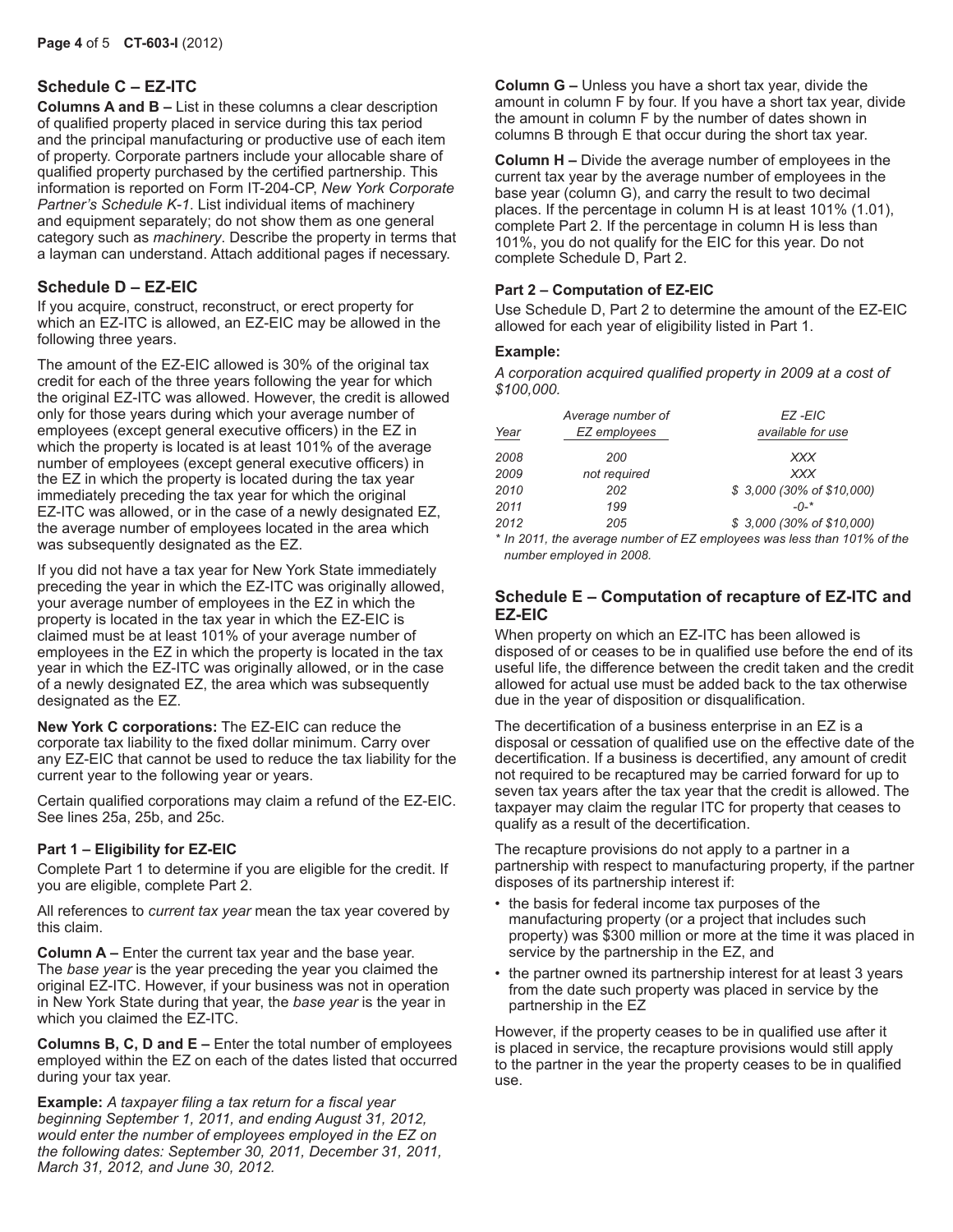## Schedule C – EZ-ITC

**Columns A and B –** List in these columns a clear description of qualified property placed in service during this tax period and the principal manufacturing or productive use of each item of property. Corporate partners include your allocable share of qualified property purchased by the certified partnership. This information is reported on Form IT-204-CP, *New York Corporate Partner's Schedule K-1*. List individual items of machinery and equipment separately; do not show them as one general category such as *machinery*. Describe the property in terms that a layman can understand. Attach additional pages if necessary.

## Schedule D – EZ-EIC

If you acquire, construct, reconstruct, or erect property for which an EZ-ITC is allowed, an EZ-EIC may be allowed in the following three years.

The amount of the EZ-EIC allowed is 30% of the original tax credit for each of the three years following the year for which the original EZ-ITC was allowed. However, the credit is allowed only for those years during which your average number of employees (except general executive officers) in the EZ in which the property is located is at least 101% of the average number of employees (except general executive officers) in the EZ in which the property is located during the tax year immediately preceding the tax year for which the original EZ-ITC was allowed, or in the case of a newly designated EZ, the average number of employees located in the area which was subsequently designated as the EZ.

If you did not have a tax year for New York State immediately preceding the year in which the EZ-ITC was originally allowed, your average number of employees in the EZ in which the property is located in the tax year in which the EZ-EIC is claimed must be at least 101% of your average number of employees in the EZ in which the property is located in the tax year in which the EZ-ITC was originally allowed, or in the case of a newly designated EZ, the area which was subsequently designated as the EZ.

**New York C corporations:** The EZ-EIC can reduce the corporate tax liability to the fixed dollar minimum. Carry over any EZ-EIC that cannot be used to reduce the tax liability for the current year to the following year or years.

Certain qualified corporations may claim a refund of the EZ-EIC. See lines 25a, 25b, and 25c.

### Part 1 – Eligibility for EZ-EIC

Complete Part 1 to determine if you are eligible for the credit. If you are eligible, complete Part 2.

All references to *current tax year* mean the tax year covered by this claim.

**Column A –** Enter the current tax year and the base year. The *base year* is the year preceding the year you claimed the original EZ-ITC. However, if your business was not in operation in New York State during that year, the *base year* is the year in which you claimed the EZ-ITC.

**Columns B, C, D and E –** Enter the total number of employees employed within the EZ on each of the dates listed that occurred during your tax year.

**Example:** *A taxpayer filing a tax return for a fiscal year beginning September 1, 2011, and ending August 31, 2012, would enter the number of employees employed in the EZ on the following dates: September 30, 2011, December 31, 2011, March 31, 2012, and June 30, 2012.*

**Column G –** Unless you have a short tax year, divide the amount in column F by four. If you have a short tax year, divide the amount in column F by the number of dates shown in columns B through E that occur during the short tax year.

**Column H –** Divide the average number of employees in the current tax year by the average number of employees in the base year (column G), and carry the result to two decimal places. If the percentage in column H is at least 101% (1.01), complete Part 2. If the percentage in column H is less than 101%, you do not qualify for the EIC for this year. Do not complete Schedule D, Part 2.

### Part 2 – Computation of EZ-EIC

Use Schedule D, Part 2 to determine the amount of the EZ-EIC allowed for each year of eligibility listed in Part 1.

**Example:**

*A corporation acquired qualified property in 2009 at a cost of $100,000.*

| *Year* | *Average number of EZ employees* | *EZ-EIC available for use* |
|---|---|---|
| *2008* | *200* | *XXX* |
| *2009* | *not required* | *XXX* |
| *2010* | *202* | *$ 3,000 (30% of $10,000)* |
| *2011* | *199* | *-0-\** |
| *2012* | *205* | *$ 3,000 (30% of $10,000)* |

*\* In 2011, the average number of EZ employees was less than 101% of the number employed in 2008.*

## Schedule E – Computation of recapture of EZ-ITC and EZ-EIC

When property on which an EZ-ITC has been allowed is disposed of or ceases to be in qualified use before the end of its useful life, the difference between the credit taken and the credit allowed for actual use must be added back to the tax otherwise due in the year of disposition or disqualification.

The decertification of a business enterprise in an EZ is a disposal or cessation of qualified use on the effective date of the decertification. If a business is decertified, any amount of credit not required to be recaptured may be carried forward for up to seven tax years after the tax year that the credit is allowed. The taxpayer may claim the regular ITC for property that ceases to qualify as a result of the decertification.

The recapture provisions do not apply to a partner in a partnership with respect to manufacturing property, if the partner disposes of its partnership interest if:

- the basis for federal income tax purposes of the manufacturing property (or a project that includes such property) was $300 million or more at the time it was placed in service by the partnership in the EZ, and
- the partner owned its partnership interest for at least 3 years from the date such property was placed in service by the partnership in the EZ

However, if the property ceases to be in qualified use after it is placed in service, the recapture provisions would still apply to the partner in the year the property ceases to be in qualified use.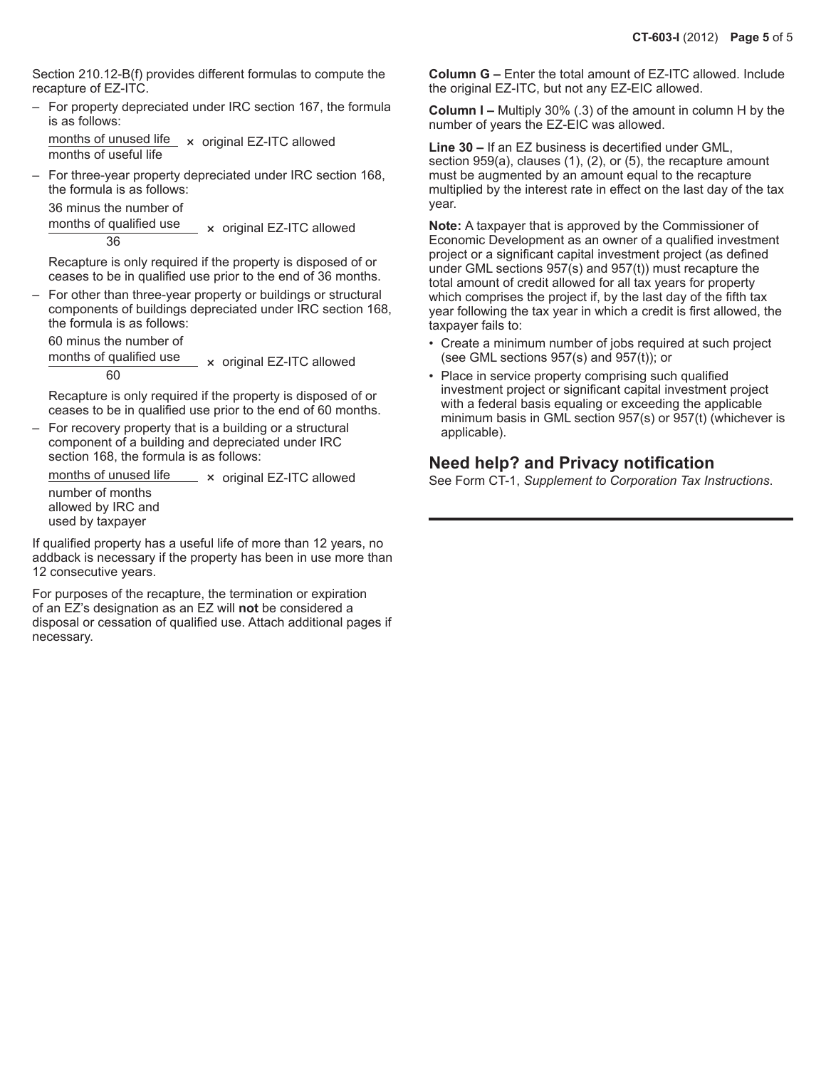Section 210.12-B(f) provides different formulas to compute the recapture of EZ-ITC.

– For property depreciated under IRC section 167, the formula is as follows:

$$\frac{\text{months of unused life}}{\text{months of useful life}} \times \text{original EZ-ITC allowed}$$

– For three-year property depreciated under IRC section 168, the formula is as follows:

$$\frac{\text{36 minus the number of months of qualified use}}{36} \times \text{original EZ-ITC allowed}$$

Recapture is only required if the property is disposed of or ceases to be in qualified use prior to the end of 36 months.

– For other than three-year property or buildings or structural components of buildings depreciated under IRC section 168, the formula is as follows:

$$\frac{\text{60 minus the number of months of qualified use}}{60} \times \text{original EZ-ITC allowed}$$

Recapture is only required if the property is disposed of or ceases to be in qualified use prior to the end of 60 months.

– For recovery property that is a building or a structural component of a building and depreciated under IRC section 168, the formula is as follows:

$$\frac{\text{months of unused life}}{\text{number of months allowed by IRC and used by taxpayer}} \times \text{original EZ-ITC allowed}$$

If qualified property has a useful life of more than 12 years, no addback is necessary if the property has been in use more than 12 consecutive years.

For purposes of the recapture, the termination or expiration of an EZ's designation as an EZ will **not** be considered a disposal or cessation of qualified use. Attach additional pages if necessary.

**Column G –** Enter the total amount of EZ-ITC allowed. Include the original EZ-ITC, but not any EZ-EIC allowed.

**Column I –** Multiply 30% (.3) of the amount in column H by the number of years the EZ-EIC was allowed.

**Line 30 –** If an EZ business is decertified under GML, section 959(a), clauses (1), (2), or (5), the recapture amount must be augmented by an amount equal to the recapture multiplied by the interest rate in effect on the last day of the tax year.

**Note:** A taxpayer that is approved by the Commissioner of Economic Development as an owner of a qualified investment project or a significant capital investment project (as defined under GML sections 957(s) and 957(t)) must recapture the total amount of credit allowed for all tax years for property which comprises the project if, by the last day of the fifth tax year following the tax year in which a credit is first allowed, the taxpayer fails to:

- Create a minimum number of jobs required at such project (see GML sections 957(s) and 957(t)); or
- Place in service property comprising such qualified investment project or significant capital investment project with a federal basis equaling or exceeding the applicable minimum basis in GML section 957(s) or 957(t) (whichever is applicable).

## Need help? and Privacy notification

See Form CT-1, *Supplement to Corporation Tax Instructions*.